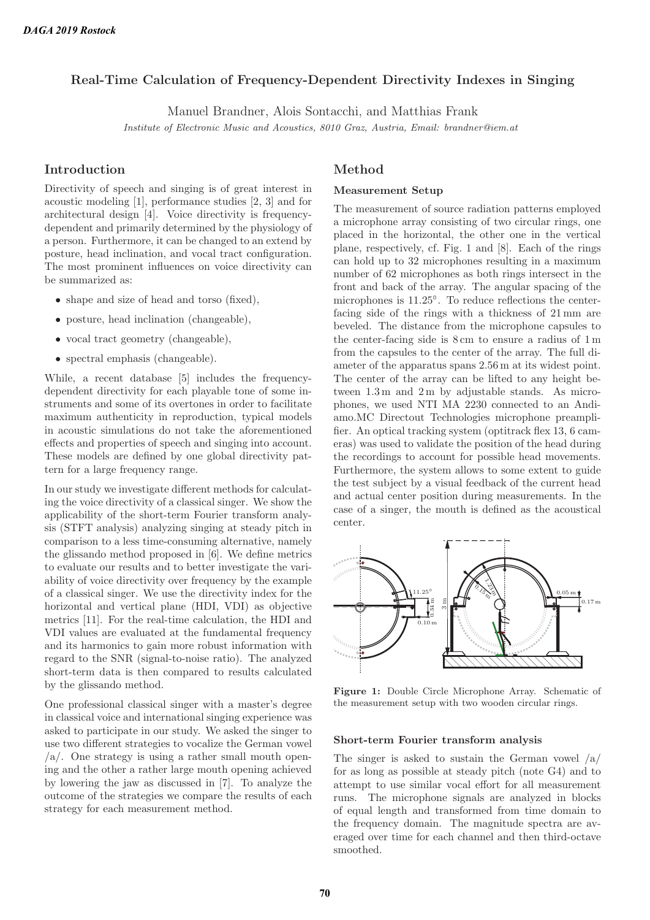# Real-Time Calculation of Frequency-Dependent Directivity Indexes in Singing

Manuel Brandner, Alois Sontacchi, and Matthias Frank

*Institute of Electronic Music and Acoustics, 8010 Graz, Austria, Email: brandner@iem.at*

## Introduction

Directivity of speech and singing is of great interest in acoustic modeling [1], performance studies [2, 3] and for architectural design [4]. Voice directivity is frequency-dependent and primarily determined by the physiology of a person. Furthermore, it can be changed to an extend by posture, head inclination, and vocal tract configuration. The most prominent influences on voice directivity can be summarized as:

- shape and size of head and torso (fixed),
- posture, head inclination (changeable),
- vocal tract geometry (changeable),
- spectral emphasis (changeable).

While, a recent database [5] includes the frequency-dependent directivity for each playable tone of some instruments and some of its overtones in order to facilitate maximum authenticity in reproduction, typical models in acoustic simulations do not take the aforementioned effects and properties of speech and singing into account. These models are defined by one global directivity pattern for a large frequency range.

In our study we investigate different methods for calculating the voice directivity of a classical singer. We show the applicability of the short-term Fourier transform analysis (STFT analysis) analyzing singing at steady pitch in comparison to a less time-consuming alternative, namely the glissando method proposed in [6]. We define metrics to evaluate our results and to better investigate the variability of voice directivity over frequency by the example of a classical singer. We use the directivity index for the horizontal and vertical plane (HDI, VDI) as objective metrics [11]. For the real-time calculation, the HDI and VDI values are evaluated at the fundamental frequency and its harmonics to gain more robust information with regard to the SNR (signal-to-noise ratio). The analyzed short-term data is then compared to results calculated by the glissando method.

One professional classical singer with a master's degree in classical voice and international singing experience was asked to participate in our study. We asked the singer to use two different strategies to vocalize the German vowel /a/. One strategy is using a rather small mouth opening and the other a rather large mouth opening achieved by lowering the jaw as discussed in [7]. To analyze the outcome of the strategies we compare the results of each strategy for each measurement method.

## Method

### Measurement Setup

The measurement of source radiation patterns employed a microphone array consisting of two circular rings, one placed in the horizontal, the other one in the vertical plane, respectively, cf. Fig. 1 and [8]. Each of the rings can hold up to 32 microphones resulting in a maximum number of 62 microphones as both rings intersect in the front and back of the array. The angular spacing of the microphones is 11.25°. To reduce reflections the center-facing side of the rings with a thickness of 21 mm are beveled. The distance from the microphone capsules to the center-facing side is 8 cm to ensure a radius of 1 m from the capsules to the center of the array. The full diameter of the apparatus spans 2.56 m at its widest point. The center of the array can be lifted to any height between 1.3 m and 2 m by adjustable stands. As microphones, we used NTI MA 2230 connected to an Andiamo.MC Directout Technologies microphone preamplifier. An optical tracking system (optitrack flex 13, 6 cameras) was used to validate the position of the head during the recordings to account for possible head movements. Furthermore, the system allows to some extent to guide the test subject by a visual feedback of the current head and actual center position during measurements. In the case of a singer, the mouth is defined as the acoustical center.

**Figure 1:** Double Circle Microphone Array. Schematic of the measurement setup with two wooden circular rings.

### Short-term Fourier transform analysis

The singer is asked to sustain the German vowel /a/ for as long as possible at steady pitch (note G4) and to attempt to use similar vocal effort for all measurement runs. The microphone signals are analyzed in blocks of equal length and transformed from time domain to the frequency domain. The magnitude spectra are averaged over time for each channel and then third-octave smoothed.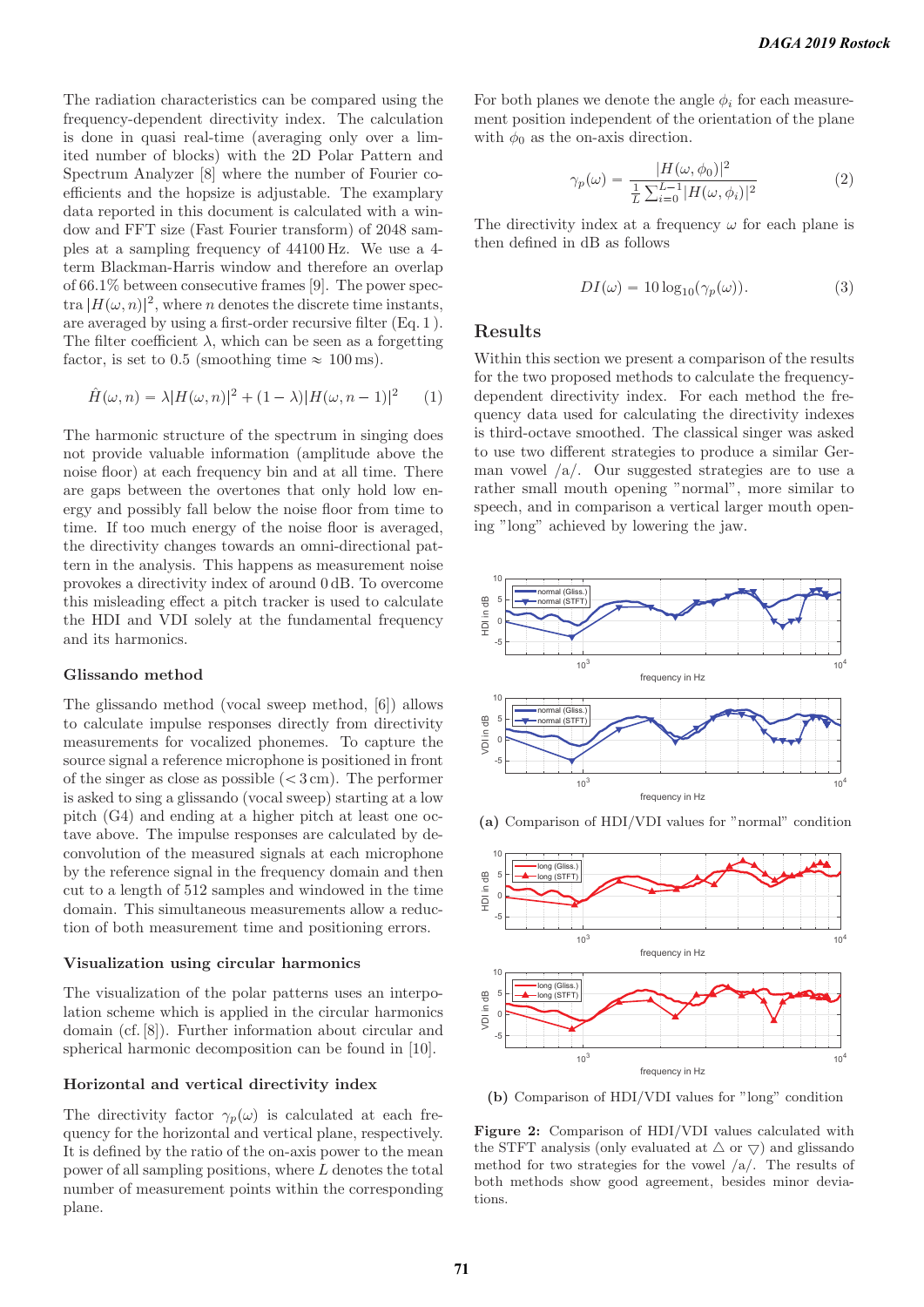The radiation characteristics can be compared using the frequency-dependent directivity index. The calculation is done in quasi real-time (averaging only over a limited number of blocks) with the 2D Polar Pattern and Spectrum Analyzer [8] where the number of Fourier coefficients and the hopsize is adjustable. The examplary data reported in this document is calculated with a window and FFT size (Fast Fourier transform) of 2048 samples at a sampling frequency of 44100 Hz. We use a 4-term Blackman-Harris window and therefore an overlap of 66.1% between consecutive frames [9]. The power spectra $|H(\omega, n)|^2$, where $n$ denotes the discrete time instants, are averaged by using a first-order recursive filter (Eq. 1). The filter coefficient $\lambda$, which can be seen as a forgetting factor, is set to 0.5 (smoothing time $\approx$ 100 ms).

$$\hat{H}(\omega, n) = \lambda|H(\omega, n)|^2 + (1 - \lambda)|H(\omega, n-1)|^2 \quad (1)$$

The harmonic structure of the spectrum in singing does not provide valuable information (amplitude above the noise floor) at each frequency bin and at all time. There are gaps between the overtones that only hold low energy and possibly fall below the noise floor from time to time. If too much energy of the noise floor is averaged, the directivity changes towards an omni-directional pattern in the analysis. This happens as measurement noise provokes a directivity index of around 0 dB. To overcome this misleading effect a pitch tracker is used to calculate the HDI and VDI solely at the fundamental frequency and its harmonics.

### Glissando method

The glissando method (vocal sweep method, [6]) allows to calculate impulse responses directly from directivity measurements for vocalized phonemes. To capture the source signal a reference microphone is positioned in front of the singer as close as possible (< 3 cm). The performer is asked to sing a glissando (vocal sweep) starting at a low pitch (G4) and ending at a higher pitch at least one octave above. The impulse responses are calculated by deconvolution of the measured signals at each microphone by the reference signal in the frequency domain and then cut to a length of 512 samples and windowed in the time domain. This simultaneous measurements allow a reduction of both measurement time and positioning errors.

### Visualization using circular harmonics

The visualization of the polar patterns uses an interpolation scheme which is applied in the circular harmonics domain (cf. [8]). Further information about circular and spherical harmonic decomposition can be found in [10].

### Horizontal and vertical directivity index

The directivity factor $\gamma_p(\omega)$ is calculated at each frequency for the horizontal and vertical plane, respectively. It is defined by the ratio of the on-axis power to the mean power of all sampling positions, where $L$ denotes the total number of measurement points within the corresponding plane.

For both planes we denote the angle $\phi_i$ for each measurement position independent of the orientation of the plane with $\phi_0$ as the on-axis direction.

$$\gamma_p(\omega) = \frac{|H(\omega, \phi_0)|^2}{\frac{1}{L}\sum_{i=0}^{L-1}|H(\omega, \phi_i)|^2} \quad (2)$$

The directivity index at a frequency $\omega$ for each plane is then defined in dB as follows

$$DI(\omega) = 10\log_{10}(\gamma_p(\omega)). \quad (3)$$

## Results

Within this section we present a comparison of the results for the two proposed methods to calculate the frequency-dependent directivity index. For each method the frequency data used for calculating the directivity indexes is third-octave smoothed. The classical singer was asked to use two different strategies to produce a similar German vowel /a/. Our suggested strategies are to use a rather small mouth opening "normal", more similar to speech, and in comparison a vertical larger mouth opening "long" achieved by lowering the jaw.

(a) Comparison of HDI/VDI values for "normal" condition

(b) Comparison of HDI/VDI values for "long" condition

**Figure 2:** Comparison of HDI/VDI values calculated with the STFT analysis (only evaluated at △ or ▽) and glissando method for two strategies for the vowel /a/. The results of both methods show good agreement, besides minor deviations.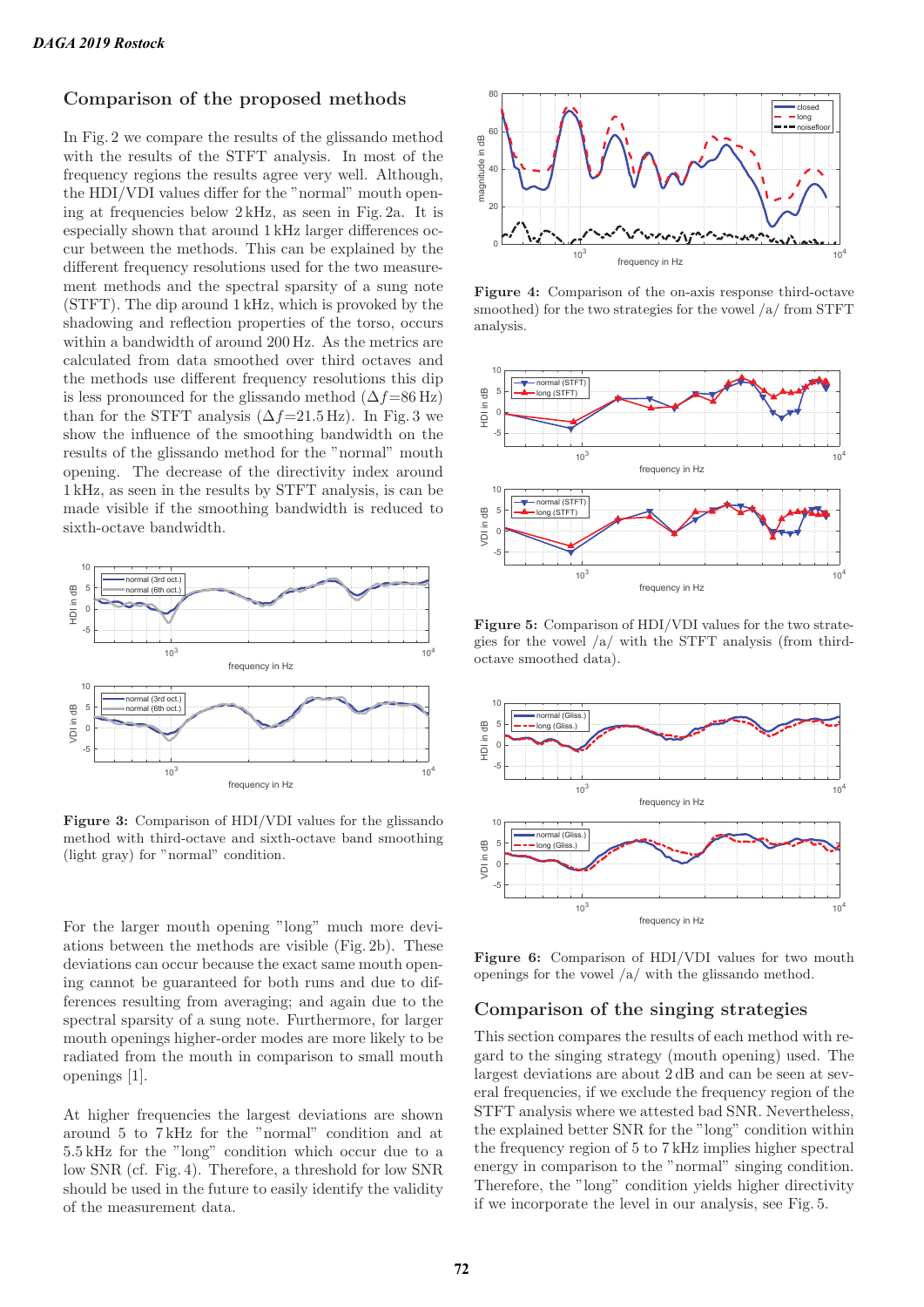## Comparison of the proposed methods

In Fig. 2 we compare the results of the glissando method with the results of the STFT analysis. In most of the frequency regions the results agree very well. Although, the HDI/VDI values differ for the "normal" mouth opening at frequencies below 2 kHz, as seen in Fig. 2a. It is especially shown that around 1 kHz larger differences occur between the methods. This can be explained by the different frequency resolutions used for the two measurement methods and the spectral sparsity of a sung note (STFT). The dip around 1 kHz, which is provoked by the shadowing and reflection properties of the torso, occurs within a bandwidth of around 200 Hz. As the metrics are calculated from data smoothed over third octaves and the methods use different frequency resolutions this dip is less pronounced for the glissando method ($\Delta f$=86 Hz) than for the STFT analysis ($\Delta f$=21.5 Hz). In Fig. 3 we show the influence of the smoothing bandwidth on the results of the glissando method for the "normal" mouth opening. The decrease of the directivity index around 1 kHz, as seen in the results by STFT analysis, is can be made visible if the smoothing bandwidth is reduced to sixth-octave bandwidth.

**Figure 3:** Comparison of HDI/VDI values for the glissando method with third-octave and sixth-octave band smoothing (light gray) for "normal" condition.

For the larger mouth opening "long" much more deviations between the methods are visible (Fig. 2b). These deviations can occur because the exact same mouth opening cannot be guaranteed for both runs and due to differences resulting from averaging; and again due to the spectral sparsity of a sung note. Furthermore, for larger mouth openings higher-order modes are more likely to be radiated from the mouth in comparison to small mouth openings [1].

At higher frequencies the largest deviations are shown around 5 to 7 kHz for the "normal" condition and at 5.5 kHz for the "long" condition which occur due to a low SNR (cf. Fig. 4). Therefore, a threshold for low SNR should be used in the future to easily identify the validity of the measurement data.

**Figure 4:** Comparison of the on-axis response third-octave smoothed) for the two strategies for the vowel /a/ from STFT analysis.

**Figure 5:** Comparison of HDI/VDI values for the two strategies for the vowel /a/ with the STFT analysis (from third-octave smoothed data).

**Figure 6:** Comparison of HDI/VDI values for two mouth openings for the vowel /a/ with the glissando method.

## Comparison of the singing strategies

This section compares the results of each method with regard to the singing strategy (mouth opening) used. The largest deviations are about 2 dB and can be seen at several frequencies, if we exclude the frequency region of the STFT analysis where we attested bad SNR. Nevertheless, the explained better SNR for the "long" condition within the frequency region of 5 to 7 kHz implies higher spectral energy in comparison to the "normal" singing condition. Therefore, the "long" condition yields higher directivity if we incorporate the level in our analysis, see Fig. 5.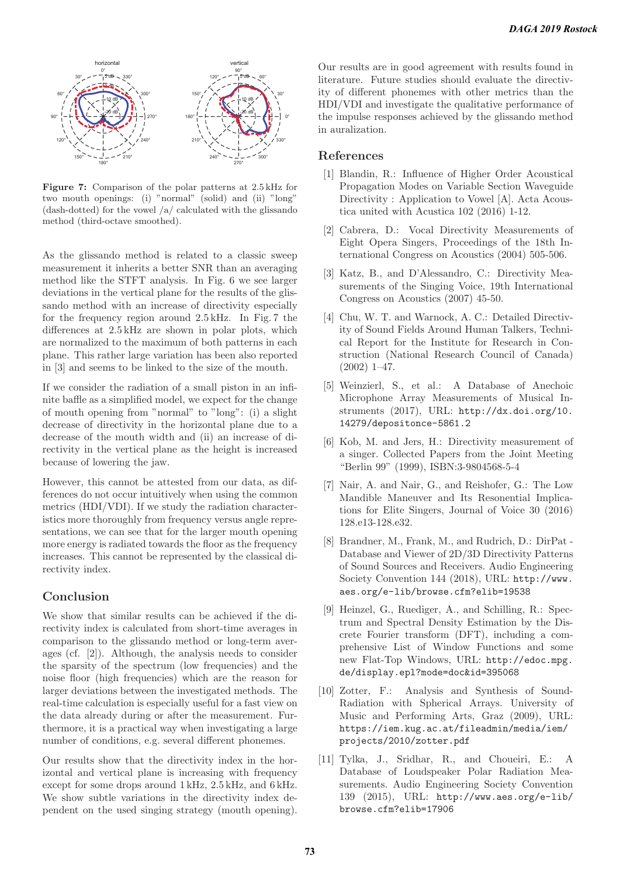horizontal

0°

30°

330°

5 dB

60°

300°

10 dB

20 dB

90°

270°

120°

240°

150°

210°

180°

vertical

90°

120°

60°

5 dB

150°

30°

10 dB

20 dB

180°

0°

210°

330°

240°

300°

270°

**Figure 7:** Comparison of the polar patterns at 2.5 kHz for two mouth openings: (i) "normal" (solid) and (ii) "long" (dash-dotted) for the vowel /a/ calculated with the glissando method (third-octave smoothed).

As the glissando method is related to a classic sweep measurement it inherits a better SNR than an averaging method like the STFT analysis. In Fig. 6 we see larger deviations in the vertical plane for the results of the glissando method with an increase of directivity especially for the frequency region around 2.5 kHz. In Fig. 7 the differences at 2.5 kHz are shown in polar plots, which are normalized to the maximum of both patterns in each plane. This rather large variation has been also reported in [3] and seems to be linked to the size of the mouth.

If we consider the radiation of a small piston in an infinite baffle as a simplified model, we expect for the change of mouth opening from "normal" to "long": (i) a slight decrease of directivity in the horizontal plane due to a decrease of the mouth width and (ii) an increase of directivity in the vertical plane as the height is increased because of lowering the jaw.

However, this cannot be attested from our data, as differences do not occur intuitively when using the common metrics (HDI/VDI). If we study the radiation characteristics more thoroughly from frequency versus angle representations, we can see that for the larger mouth opening more energy is radiated towards the floor as the frequency increases. This cannot be represented by the classical directivity index.

## Conclusion

We show that similar results can be achieved if the directivity index is calculated from short-time averages in comparison to the glissando method or long-term averages (cf. [2]). Although, the analysis needs to consider the sparsity of the spectrum (low frequencies) and the noise floor (high frequencies) which are the reason for larger deviations between the investigated methods. The real-time calculation is especially useful for a fast view on the data already during or after the measurement. Furthermore, it is a practical way when investigating a large number of conditions, e.g. several different phonemes.

Our results show that the directivity index in the horizontal and vertical plane is increasing with frequency except for some drops around 1 kHz, 2.5 kHz, and 6 kHz. We show subtle variations in the directivity index dependent on the used singing strategy (mouth opening). Our results are in good agreement with results found in literature. Future studies should evaluate the directivity of different phonemes with other metrics than the HDI/VDI and investigate the qualitative performance of the impulse responses achieved by the glissando method in auralization.

## References

[1] Blandin, R.: Influence of Higher Order Acoustical Propagation Modes on Variable Section Waveguide Directivity : Application to Vowel [A]. Acta Acoustica united with Acustica 102 (2016) 1-12.

[2] Cabrera, D.: Vocal Directivity Measurements of Eight Opera Singers, Proceedings of the 18th International Congress on Acoustics (2004) 505-506.

[3] Katz, B., and D'Alessandro, C.: Directivity Measurements of the Singing Voice, 19th International Congress on Acoustics (2007) 45-50.

[4] Chu, W. T. and Warnock, A. C.: Detailed Directivity of Sound Fields Around Human Talkers, Technical Report for the Institute for Research in Construction (National Research Council of Canada) (2002) 1–47.

[5] Weinzierl, S., et al.: A Database of Anechoic Microphone Array Measurements of Musical Instruments (2017), URL: http://dx.doi.org/10.14279/depositonce-5861.2

[6] Kob, M. and Jers, H.: Directivity measurement of a singer. Collected Papers from the Joint Meeting "Berlin 99" (1999), ISBN:3-9804568-5-4

[7] Nair, A. and Nair, G., and Reishofer, G.: The Low Mandible Maneuver and Its Resonential Implications for Elite Singers, Journal of Voice 30 (2016) 128.e13-128.e32.

[8] Brandner, M., Frank, M., and Rudrich, D.: DirPat - Database and Viewer of 2D/3D Directivity Patterns of Sound Sources and Receivers. Audio Engineering Society Convention 144 (2018), URL: http://www.aes.org/e-lib/browse.cfm?elib=19538

[9] Heinzel, G., Ruediger, A., and Schilling, R.: Spectrum and Spectral Density Estimation by the Discrete Fourier transform (DFT), including a comprehensive List of Window Functions and some new Flat-Top Windows, URL: http://edoc.mpg.de/display.epl?mode=doc&id=395068

[10] Zotter, F.: Analysis and Synthesis of Sound-Radiation with Spherical Arrays. University of Music and Performing Arts, Graz (2009), URL: https://iem.kug.ac.at/fileadmin/media/iem/projects/2010/zotter.pdf

[11] Tylka, J., Sridhar, R., and Choueiri, E.: A Database of Loudspeaker Polar Radiation Measurements. Audio Engineering Society Convention 139 (2015), URL: http://www.aes.org/e-lib/browse.cfm?elib=17906